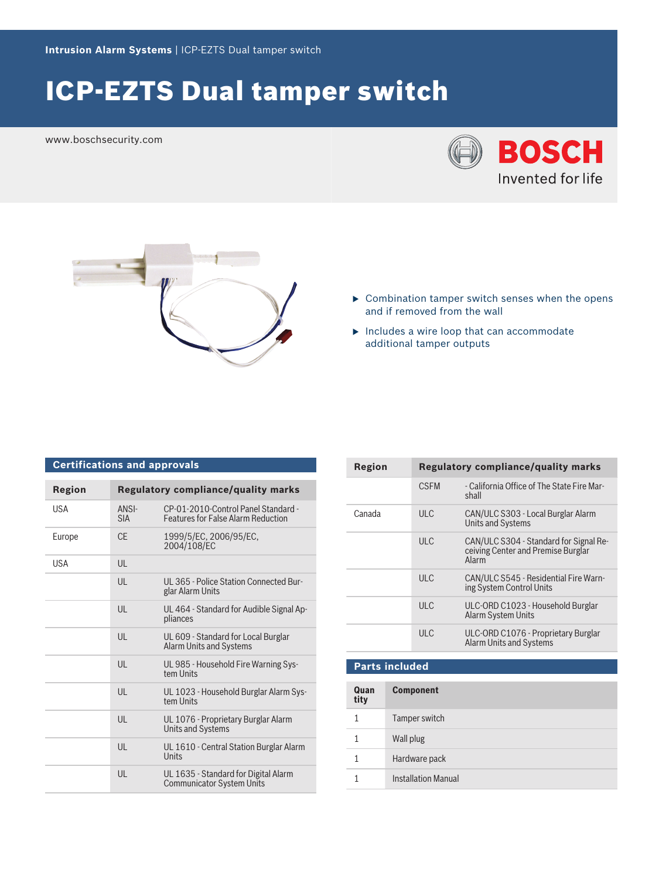Intrusion Alarm Systems | ICP-EZTS Dual tamper switch

# ICP-EZTS Dual tamper switch

www.boschsecurity.com

- Combination tamper switch senses when the opens and if removed from the wall
- Includes a wire loop that can accommodate additional tamper outputs

## Certifications and approvals

| Region | Regulatory compliance/quality marks | |
|---|---|---|
| USA | ANSI-SIA | CP-01-2010-Control Panel Standard - Features for False Alarm Reduction |
| Europe | CE | 1999/5/EC, 2006/95/EC, 2004/108/EC |
| USA | UL | |
| | UL | UL 365 - Police Station Connected Burglar Alarm Units |
| | UL | UL 464 - Standard for Audible Signal Appliances |
| | UL | UL 609 - Standard for Local Burglar Alarm Units and Systems |
| | UL | UL 985 - Household Fire Warning System Units |
| | UL | UL 1023 - Household Burglar Alarm System Units |
| | UL | UL 1076 - Proprietary Burglar Alarm Units and Systems |
| | UL | UL 1610 - Central Station Burglar Alarm Units |
| | UL | UL 1635 - Standard for Digital Alarm Communicator System Units |
| | CSFM | - California Office of The State Fire Marshall |
| Canada | ULC | CAN/ULC S303 - Local Burglar Alarm Units and Systems |
| | ULC | CAN/ULC S304 - Standard for Signal Receiving Center and Premise Burglar Alarm |
| | ULC | CAN/ULC S545 - Residential Fire Warning System Control Units |
| | ULC | ULC-ORD C1023 - Household Burglar Alarm System Units |
| | ULC | ULC-ORD C1076 - Proprietary Burglar Alarm Units and Systems |

## Parts included

| Quantity | Component |
|---|---|
| 1 | Tamper switch |
| 1 | Wall plug |
| 1 | Hardware pack |
| 1 | Installation Manual |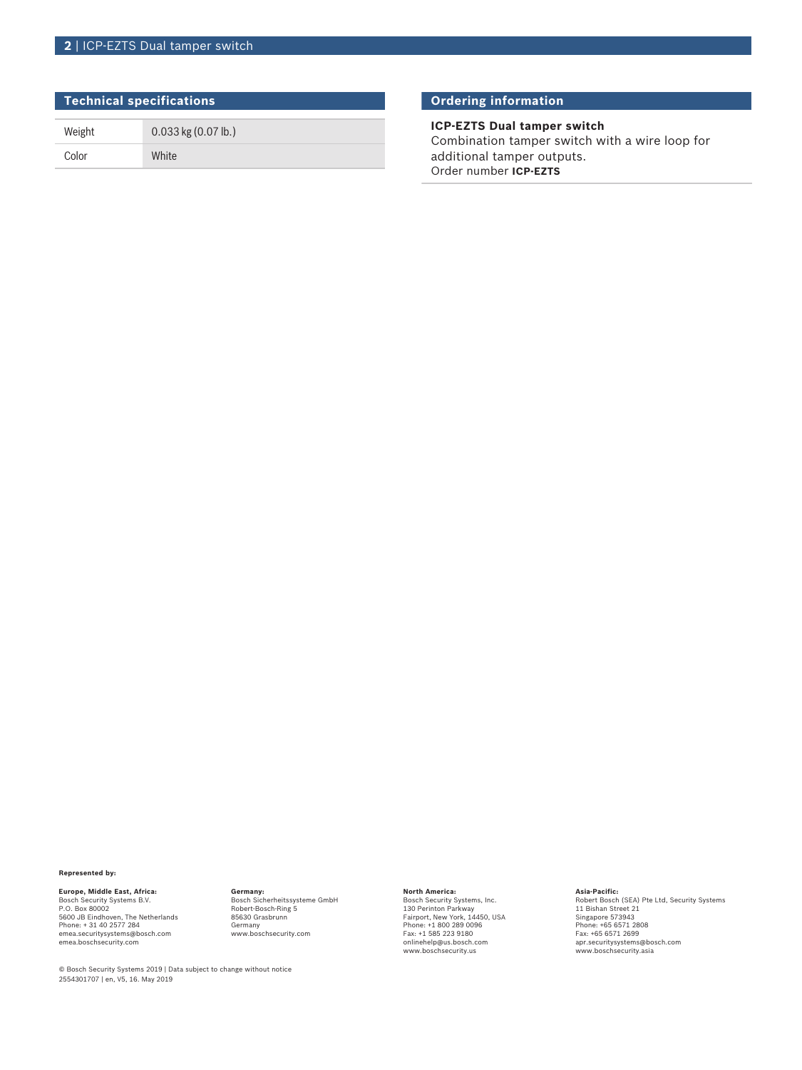## Technical specifications

| | |
|---|---|
| Weight | 0.033 kg (0.07 lb.) |
| Color | White |

## Ordering information

**ICP-EZTS Dual tamper switch**
Combination tamper switch with a wire loop for additional tamper outputs.
Order number **ICP-EZTS**

**Represented by:**

**Europe, Middle East, Africa:**
Bosch Security Systems B.V.
P.O. Box 80002
5600 JB Eindhoven, The Netherlands
Phone: + 31 40 2577 284
emea.securitysystems@bosch.com
emea.boschsecurity.com

**Germany:**
Bosch Sicherheitssysteme GmbH
Robert-Bosch-Ring 5
85630 Grasbrunn
Germany
www.boschsecurity.com

**North America:**
Bosch Security Systems, Inc.
130 Perinton Parkway
Fairport, New York, 14450, USA
Phone: +1 800 289 0096
Fax: +1 585 223 9180
onlinehelp@us.bosch.com
www.boschsecurity.us

**Asia-Pacific:**
Robert Bosch (SEA) Pte Ltd, Security Systems
11 Bishan Street 21
Singapore 573943
Phone: +65 6571 2808
Fax: +65 6571 2699
apr.securitysystems@bosch.com
www.boschsecurity.asia

© Bosch Security Systems 2019 | Data subject to change without notice
2554301707 | en, V5, 16. May 2019